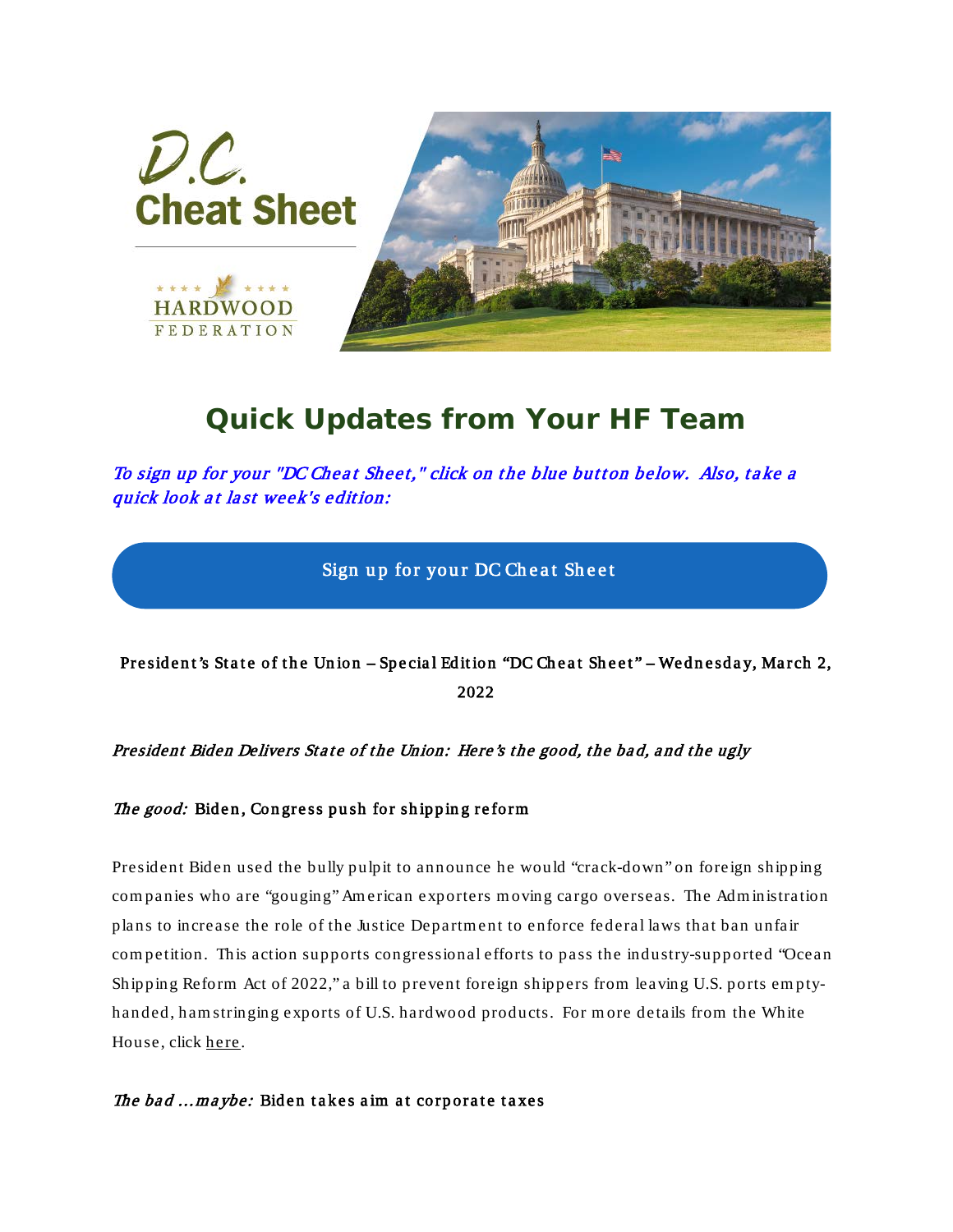D.C. Cheat Sheet

HARDWOOD FEDERATION

# Quick Updates from Your HF Team

*To sign up for your "DC Cheat Sheet," click on the blue button below. Also, take a quick look at last week's edition:*

Sign up for your DC Cheat Sheet

**President's State of the Union – Special Edition "DC Cheat Sheet" – Wednesday, March 2, 2022**

*President Biden Delivers State of the Union: Here's the good, the bad, and the ugly*

*The good:* Biden, Congress push for shipping reform

President Biden used the bully pulpit to announce he would "crack-down" on foreign shipping companies who are "gouging" American exporters moving cargo overseas. The Administration plans to increase the role of the Justice Department to enforce federal laws that ban unfair competition. This action supports congressional efforts to pass the industry-supported "Ocean Shipping Reform Act of 2022," a bill to prevent foreign shippers from leaving U.S. ports empty-handed, hamstringing exports of U.S. hardwood products. For more details from the White House, click here.

*The bad ...maybe:* Biden takes aim at corporate taxes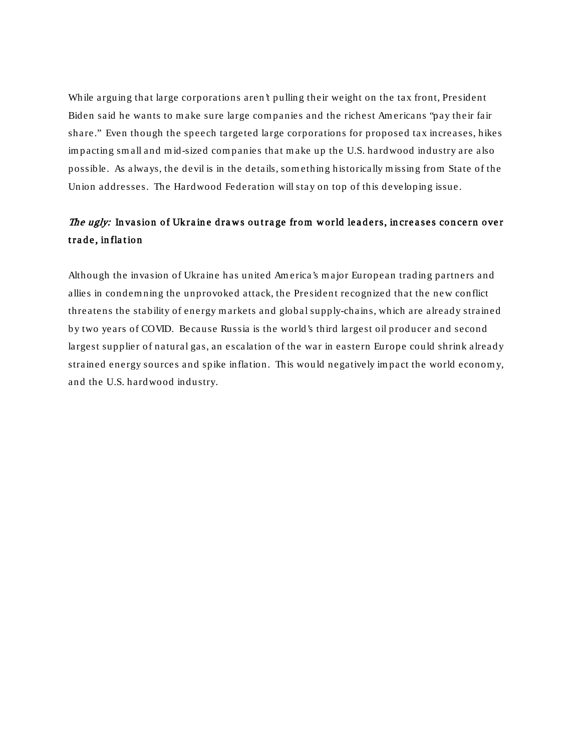While arguing that large corporations aren't pulling their weight on the tax front, President Biden said he wants to make sure large companies and the richest Americans "pay their fair share." Even though the speech targeted large corporations for proposed tax increases, hikes impacting small and mid-sized companies that make up the U.S. hardwood industry are also possible. As always, the devil is in the details, something historically missing from State of the Union addresses. The Hardwood Federation will stay on top of this developing issue.

### *The ugly:* **Invasion of Ukraine draws outrage from world leaders, increases concern over trade, inflation**

Although the invasion of Ukraine has united America's major European trading partners and allies in condemning the unprovoked attack, the President recognized that the new conflict threatens the stability of energy markets and global supply-chains, which are already strained by two years of COVID. Because Russia is the world's third largest oil producer and second largest supplier of natural gas, an escalation of the war in eastern Europe could shrink already strained energy sources and spike inflation. This would negatively impact the world economy, and the U.S. hardwood industry.